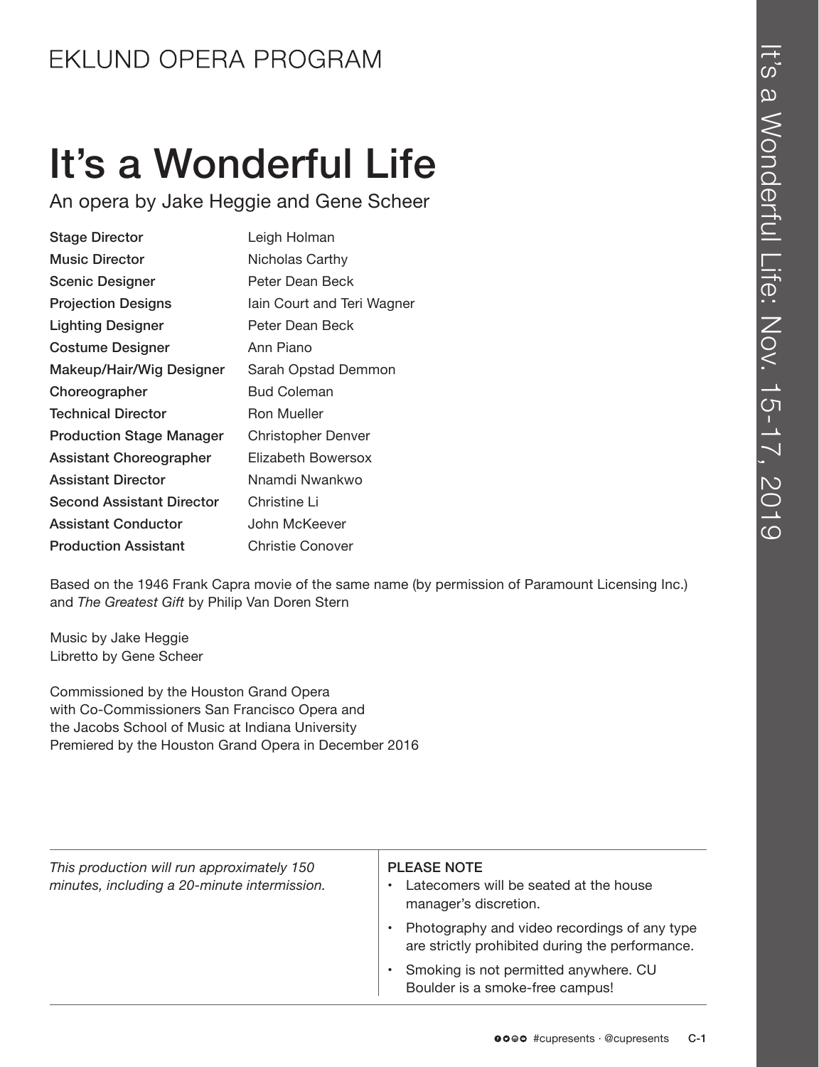## EKLUND OPERA PROGRAM

# It's a Wonderful Life

An opera by Jake Heggie and Gene Scheer

| | |
|---|---|
| **Stage Director** | Leigh Holman |
| **Music Director** | Nicholas Carthy |
| **Scenic Designer** | Peter Dean Beck |
| **Projection Designs** | Iain Court and Teri Wagner |
| **Lighting Designer** | Peter Dean Beck |
| **Costume Designer** | Ann Piano |
| **Makeup/Hair/Wig Designer** | Sarah Opstad Demmon |
| **Choreographer** | Bud Coleman |
| **Technical Director** | Ron Mueller |
| **Production Stage Manager** | Christopher Denver |
| **Assistant Choreographer** | Elizabeth Bowersox |
| **Assistant Director** | Nnamdi Nwankwo |
| **Second Assistant Director** | Christine Li |
| **Assistant Conductor** | John McKeever |
| **Production Assistant** | Christie Conover |

Based on the 1946 Frank Capra movie of the same name (by permission of Paramount Licensing Inc.) and *The Greatest Gift* by Philip Van Doren Stern

Music by Jake Heggie
Libretto by Gene Scheer

Commissioned by the Houston Grand Opera
with Co-Commissioners San Francisco Opera and
the Jacobs School of Music at Indiana University
Premiered by the Houston Grand Opera in December 2016

*This production will run approximately 150 minutes, including a 20-minute intermission.*

**PLEASE NOTE**

- Latecomers will be seated at the house manager's discretion.
- Photography and video recordings of any type are strictly prohibited during the performance.
- Smoking is not permitted anywhere. CU Boulder is a smoke-free campus!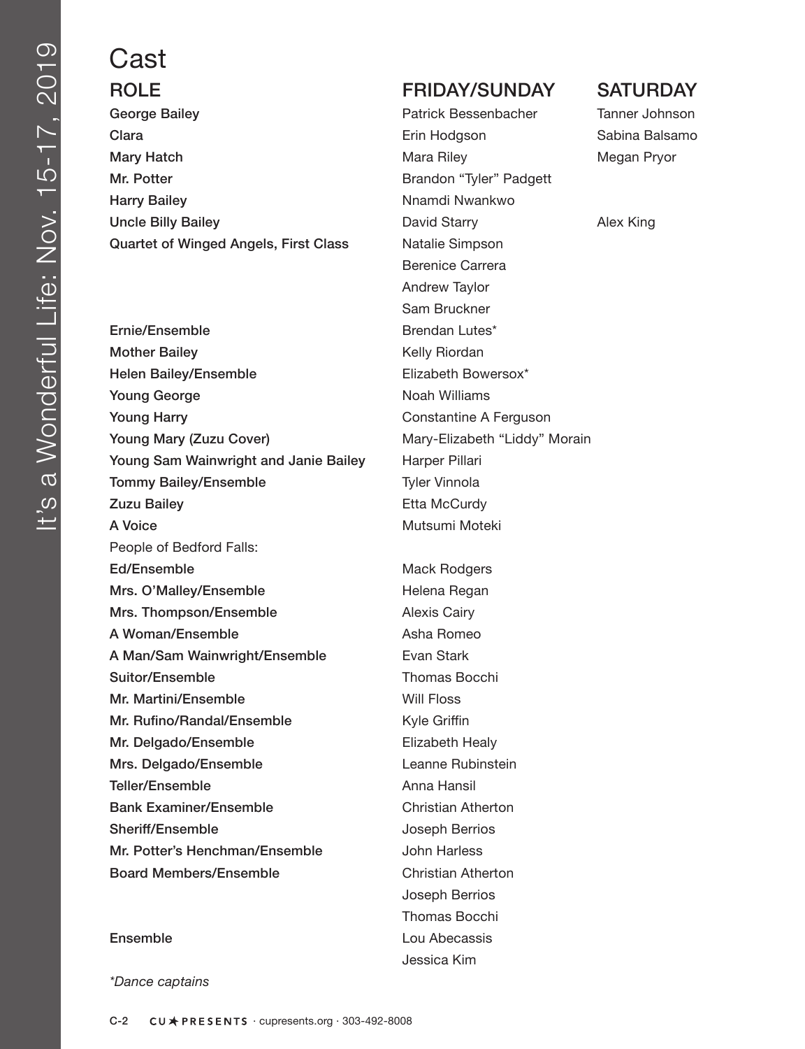# Cast

| ROLE | FRIDAY/SUNDAY | SATURDAY |
| --- | --- | --- |
| George Bailey | Patrick Bessenbacher | Tanner Johnson |
| Clara | Erin Hodgson | Sabina Balsamo |
| Mary Hatch | Mara Riley | Megan Pryor |
| Mr. Potter | Brandon "Tyler" Padgett | |
| Harry Bailey | Nnamdi Nwankwo | |
| Uncle Billy Bailey | David Starry | Alex King |
| Quartet of Winged Angels, First Class | Natalie Simpson | |
| | Berenice Carrera | |
| | Andrew Taylor | |
| | Sam Bruckner | |
| Ernie/Ensemble | Brendan Lutes* | |
| Mother Bailey | Kelly Riordan | |
| Helen Bailey/Ensemble | Elizabeth Bowersox* | |
| Young George | Noah Williams | |
| Young Harry | Constantine A Ferguson | |
| Young Mary (Zuzu Cover) | Mary-Elizabeth "Liddy" Morain | |
| Young Sam Wainwright and Janie Bailey | Harper Pillari | |
| Tommy Bailey/Ensemble | Tyler Vinnola | |
| Zuzu Bailey | Etta McCurdy | |
| A Voice | Mutsumi Moteki | |
| People of Bedford Falls: | | |
| Ed/Ensemble | Mack Rodgers | |
| Mrs. O'Malley/Ensemble | Helena Regan | |
| Mrs. Thompson/Ensemble | Alexis Cairy | |
| A Woman/Ensemble | Asha Romeo | |
| A Man/Sam Wainwright/Ensemble | Evan Stark | |
| Suitor/Ensemble | Thomas Bocchi | |
| Mr. Martini/Ensemble | Will Floss | |
| Mr. Rufino/Randal/Ensemble | Kyle Griffin | |
| Mr. Delgado/Ensemble | Elizabeth Healy | |
| Mrs. Delgado/Ensemble | Leanne Rubinstein | |
| Teller/Ensemble | Anna Hansil | |
| Bank Examiner/Ensemble | Christian Atherton | |
| Sheriff/Ensemble | Joseph Berrios | |
| Mr. Potter's Henchman/Ensemble | John Harless | |
| Board Members/Ensemble | Christian Atherton | |
| | Joseph Berrios | |
| | Thomas Bocchi | |
| Ensemble | Lou Abecassis | |
| | Jessica Kim | |

*\*Dance captains*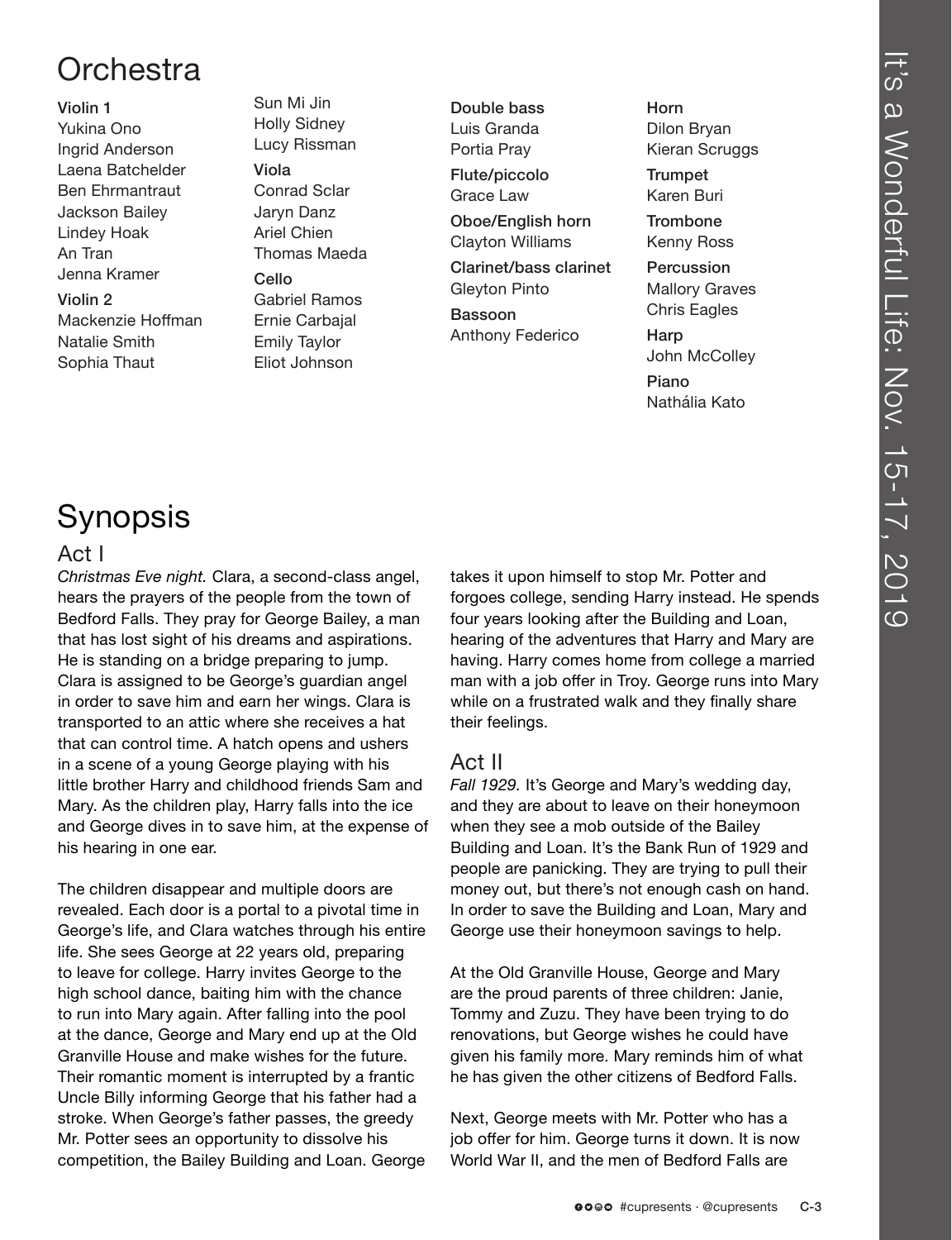# Orchestra

**Violin 1**
Yukina Ono
Ingrid Anderson
Laena Batchelder
Ben Ehrmantraut
Jackson Bailey
Lindey Hoak
An Tran
Jenna Kramer

**Violin 2**
Mackenzie Hoffman
Natalie Smith
Sophia Thaut
Sun Mi Jin
Holly Sidney
Lucy Rissman

**Viola**
Conrad Sclar
Jaryn Danz
Ariel Chien
Thomas Maeda

**Cello**
Gabriel Ramos
Ernie Carbajal
Emily Taylor
Eliot Johnson

**Double bass**
Luis Granda
Portia Pray

**Flute/piccolo**
Grace Law

**Oboe/English horn**
Clayton Williams

**Clarinet/bass clarinet**
Gleyton Pinto

**Bassoon**
Anthony Federico

**Horn**
Dilon Bryan
Kieran Scruggs

**Trumpet**
Karen Buri

**Trombone**
Kenny Ross

**Percussion**
Mallory Graves
Chris Eagles

**Harp**
John McColley

**Piano**
Nathália Kato

# Synopsis

## Act I

*Christmas Eve night.* Clara, a second-class angel, hears the prayers of the people from the town of Bedford Falls. They pray for George Bailey, a man that has lost sight of his dreams and aspirations. He is standing on a bridge preparing to jump. Clara is assigned to be George's guardian angel in order to save him and earn her wings. Clara is transported to an attic where she receives a hat that can control time. A hatch opens and ushers in a scene of a young George playing with his little brother Harry and childhood friends Sam and Mary. As the children play, Harry falls into the ice and George dives in to save him, at the expense of his hearing in one ear.

The children disappear and multiple doors are revealed. Each door is a portal to a pivotal time in George's life, and Clara watches through his entire life. She sees George at 22 years old, preparing to leave for college. Harry invites George to the high school dance, baiting him with the chance to run into Mary again. After falling into the pool at the dance, George and Mary end up at the Old Granville House and make wishes for the future. Their romantic moment is interrupted by a frantic Uncle Billy informing George that his father had a stroke. When George's father passes, the greedy Mr. Potter sees an opportunity to dissolve his competition, the Bailey Building and Loan. George takes it upon himself to stop Mr. Potter and forgoes college, sending Harry instead. He spends four years looking after the Building and Loan, hearing of the adventures that Harry and Mary are having. Harry comes home from college a married man with a job offer in Troy. George runs into Mary while on a frustrated walk and they finally share their feelings.

## Act II

*Fall 1929.* It's George and Mary's wedding day, and they are about to leave on their honeymoon when they see a mob outside of the Bailey Building and Loan. It's the Bank Run of 1929 and people are panicking. They are trying to pull their money out, but there's not enough cash on hand. In order to save the Building and Loan, Mary and George use their honeymoon savings to help.

At the Old Granville House, George and Mary are the proud parents of three children: Janie, Tommy and Zuzu. They have been trying to do renovations, but George wishes he could have given his family more. Mary reminds him of what he has given the other citizens of Bedford Falls.

Next, George meets with Mr. Potter who has a job offer for him. George turns it down. It is now World War II, and the men of Bedford Falls are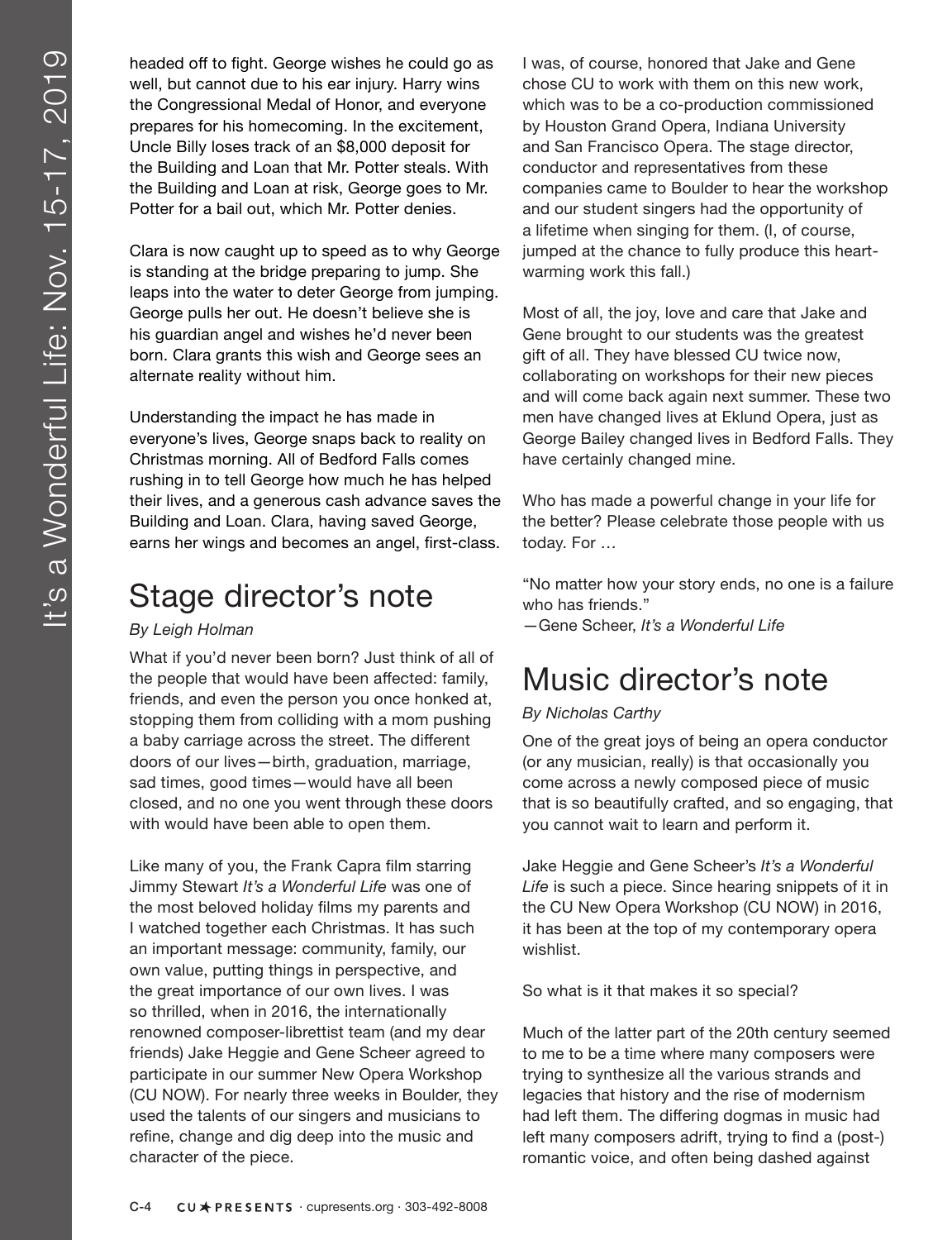headed off to fight. George wishes he could go as well, but cannot due to his ear injury. Harry wins the Congressional Medal of Honor, and everyone prepares for his homecoming. In the excitement, Uncle Billy loses track of an $8,000 deposit for the Building and Loan that Mr. Potter steals. With the Building and Loan at risk, George goes to Mr. Potter for a bail out, which Mr. Potter denies.

Clara is now caught up to speed as to why George is standing at the bridge preparing to jump. She leaps into the water to deter George from jumping. George pulls her out. He doesn't believe she is his guardian angel and wishes he'd never been born. Clara grants this wish and George sees an alternate reality without him.

Understanding the impact he has made in everyone's lives, George snaps back to reality on Christmas morning. All of Bedford Falls comes rushing in to tell George how much he has helped their lives, and a generous cash advance saves the Building and Loan. Clara, having saved George, earns her wings and becomes an angel, first-class.

## Stage director's note

*By Leigh Holman*

What if you'd never been born? Just think of all of the people that would have been affected: family, friends, and even the person you once honked at, stopping them from colliding with a mom pushing a baby carriage across the street. The different doors of our lives—birth, graduation, marriage, sad times, good times—would have all been closed, and no one you went through these doors with would have been able to open them.

Like many of you, the Frank Capra film starring Jimmy Stewart *It's a Wonderful Life* was one of the most beloved holiday films my parents and I watched together each Christmas. It has such an important message: community, family, our own value, putting things in perspective, and the great importance of our own lives. I was so thrilled, when in 2016, the internationally renowned composer-librettist team (and my dear friends) Jake Heggie and Gene Scheer agreed to participate in our summer New Opera Workshop (CU NOW). For nearly three weeks in Boulder, they used the talents of our singers and musicians to refine, change and dig deep into the music and character of the piece.

I was, of course, honored that Jake and Gene chose CU to work with them on this new work, which was to be a co-production commissioned by Houston Grand Opera, Indiana University and San Francisco Opera. The stage director, conductor and representatives from these companies came to Boulder to hear the workshop and our student singers had the opportunity of a lifetime when singing for them. (I, of course, jumped at the chance to fully produce this heart-warming work this fall.)

Most of all, the joy, love and care that Jake and Gene brought to our students was the greatest gift of all. They have blessed CU twice now, collaborating on workshops for their new pieces and will come back again next summer. These two men have changed lives at Eklund Opera, just as George Bailey changed lives in Bedford Falls. They have certainly changed mine.

Who has made a powerful change in your life for the better? Please celebrate those people with us today. For …

"No matter how your story ends, no one is a failure who has friends."
—Gene Scheer, *It's a Wonderful Life*

## Music director's note

*By Nicholas Carthy*

One of the great joys of being an opera conductor (or any musician, really) is that occasionally you come across a newly composed piece of music that is so beautifully crafted, and so engaging, that you cannot wait to learn and perform it.

Jake Heggie and Gene Scheer's *It's a Wonderful Life* is such a piece. Since hearing snippets of it in the CU New Opera Workshop (CU NOW) in 2016, it has been at the top of my contemporary opera wishlist.

So what is it that makes it so special?

Much of the latter part of the 20th century seemed to me to be a time where many composers were trying to synthesize all the various strands and legacies that history and the rise of modernism had left them. The differing dogmas in music had left many composers adrift, trying to find a (post-) romantic voice, and often being dashed against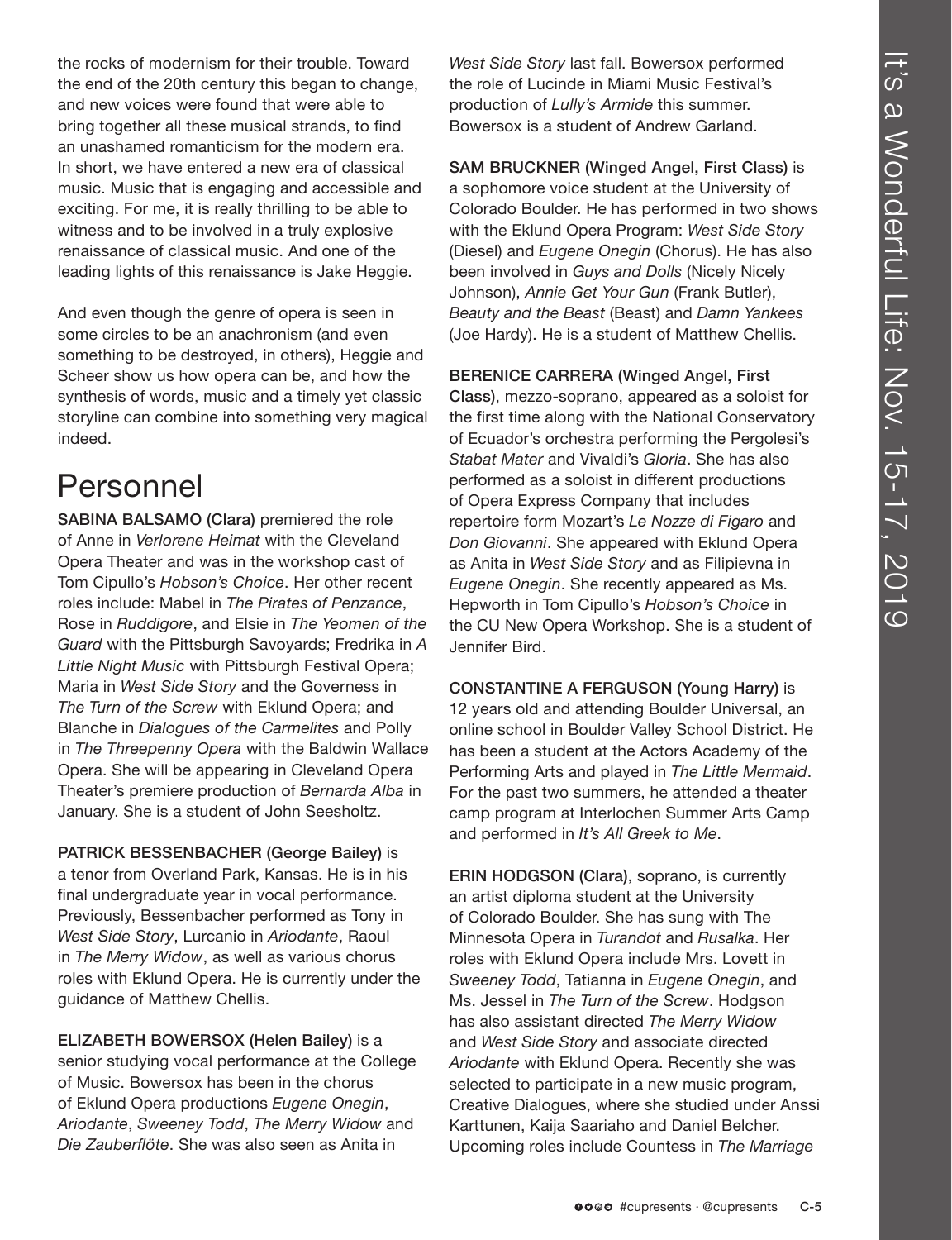the rocks of modernism for their trouble. Toward the end of the 20th century this began to change, and new voices were found that were able to bring together all these musical strands, to find an unashamed romanticism for the modern era. In short, we have entered a new era of classical music. Music that is engaging and accessible and exciting. For me, it is really thrilling to be able to witness and to be involved in a truly explosive renaissance of classical music. And one of the leading lights of this renaissance is Jake Heggie.

And even though the genre of opera is seen in some circles to be an anachronism (and even something to be destroyed, in others), Heggie and Scheer show us how opera can be, and how the synthesis of words, music and a timely yet classic storyline can combine into something very magical indeed.

# Personnel

**SABINA BALSAMO (Clara)** premiered the role of Anne in *Verlorene Heimat* with the Cleveland Opera Theater and was in the workshop cast of Tom Cipullo's *Hobson's Choice*. Her other recent roles include: Mabel in *The Pirates of Penzance*, Rose in *Ruddigore*, and Elsie in *The Yeomen of the Guard* with the Pittsburgh Savoyards; Fredrika in *A Little Night Music* with Pittsburgh Festival Opera; Maria in *West Side Story* and the Governess in *The Turn of the Screw* with Eklund Opera; and Blanche in *Dialogues of the Carmelites* and Polly in *The Threepenny Opera* with the Baldwin Wallace Opera. She will be appearing in Cleveland Opera Theater's premiere production of *Bernarda Alba* in January. She is a student of John Seesholtz.

**PATRICK BESSENBACHER (George Bailey)** is a tenor from Overland Park, Kansas. He is in his final undergraduate year in vocal performance. Previously, Bessenbacher performed as Tony in *West Side Story*, Lurcanio in *Ariodante*, Raoul in *The Merry Widow*, as well as various chorus roles with Eklund Opera. He is currently under the guidance of Matthew Chellis.

**ELIZABETH BOWERSOX (Helen Bailey)** is a senior studying vocal performance at the College of Music. Bowersox has been in the chorus of Eklund Opera productions *Eugene Onegin*, *Ariodante*, *Sweeney Todd*, *The Merry Widow* and *Die Zauberflöte*. She was also seen as Anita in *West Side Story* last fall. Bowersox performed the role of Lucinde in Miami Music Festival's production of *Lully's Armide* this summer. Bowersox is a student of Andrew Garland.

**SAM BRUCKNER (Winged Angel, First Class)** is a sophomore voice student at the University of Colorado Boulder. He has performed in two shows with the Eklund Opera Program: *West Side Story* (Diesel) and *Eugene Onegin* (Chorus). He has also been involved in *Guys and Dolls* (Nicely Nicely Johnson), *Annie Get Your Gun* (Frank Butler), *Beauty and the Beast* (Beast) and *Damn Yankees* (Joe Hardy). He is a student of Matthew Chellis.

**BERENICE CARRERA (Winged Angel, First Class)**, mezzo-soprano, appeared as a soloist for the first time along with the National Conservatory of Ecuador's orchestra performing the Pergolesi's *Stabat Mater* and Vivaldi's *Gloria*. She has also performed as a soloist in different productions of Opera Express Company that includes repertoire form Mozart's *Le Nozze di Figaro* and *Don Giovanni*. She appeared with Eklund Opera as Anita in *West Side Story* and as Filipievna in *Eugene Onegin*. She recently appeared as Ms. Hepworth in Tom Cipullo's *Hobson's Choice* in the CU New Opera Workshop. She is a student of Jennifer Bird.

**CONSTANTINE A FERGUSON (Young Harry)** is 12 years old and attending Boulder Universal, an online school in Boulder Valley School District. He has been a student at the Actors Academy of the Performing Arts and played in *The Little Mermaid*. For the past two summers, he attended a theater camp program at Interlochen Summer Arts Camp and performed in *It's All Greek to Me*.

**ERIN HODGSON (Clara)**, soprano, is currently an artist diploma student at the University of Colorado Boulder. She has sung with The Minnesota Opera in *Turandot* and *Rusalka*. Her roles with Eklund Opera include Mrs. Lovett in *Sweeney Todd*, Tatianna in *Eugene Onegin*, and Ms. Jessel in *The Turn of the Screw*. Hodgson has also assistant directed *The Merry Widow* and *West Side Story* and associate directed *Ariodante* with Eklund Opera. Recently she was selected to participate in a new music program, Creative Dialogues, where she studied under Anssi Karttunen, Kaija Saariaho and Daniel Belcher. Upcoming roles include Countess in *The Marriage*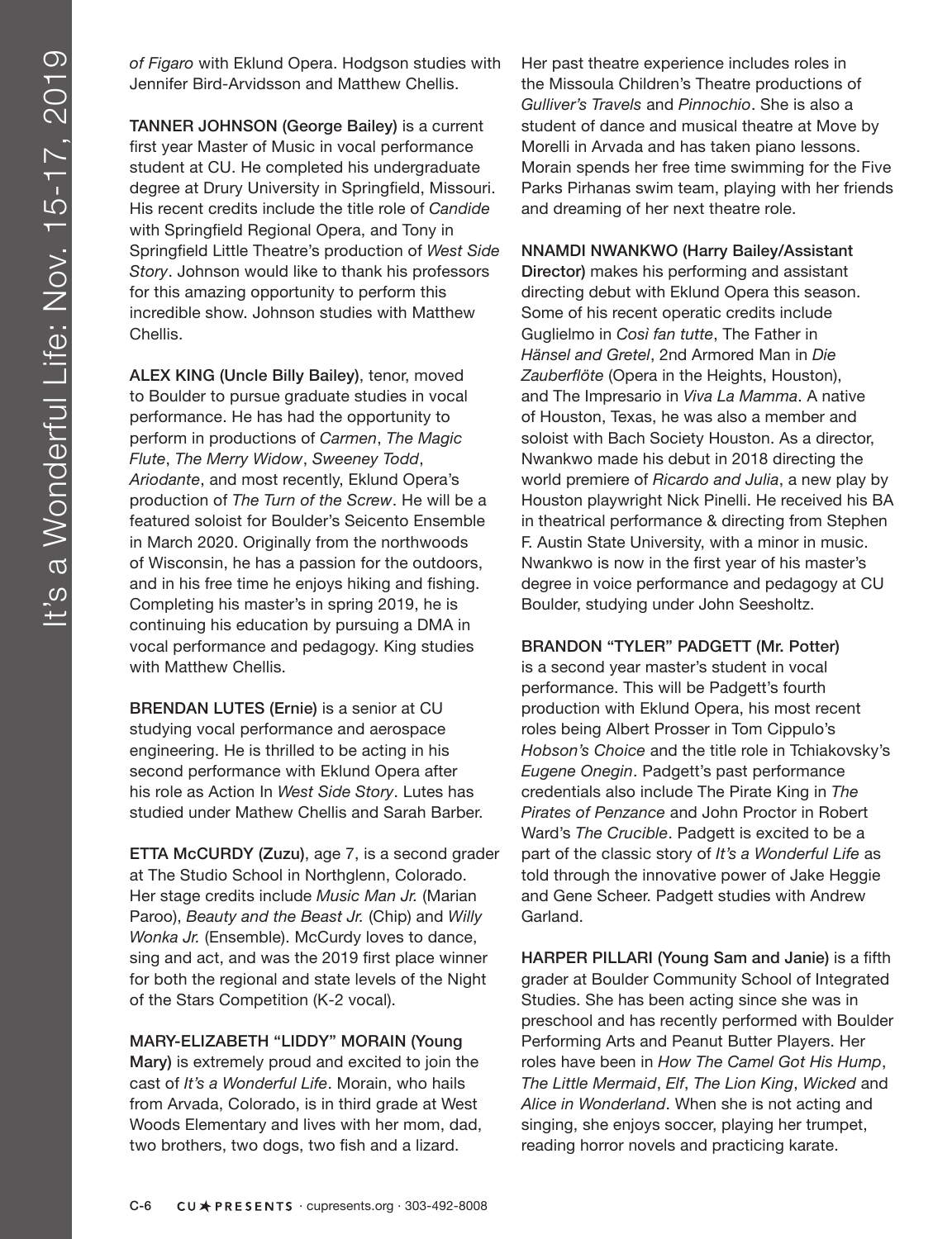*of Figaro* with Eklund Opera. Hodgson studies with Jennifer Bird-Arvidsson and Matthew Chellis.

**TANNER JOHNSON (George Bailey)** is a current first year Master of Music in vocal performance student at CU. He completed his undergraduate degree at Drury University in Springfield, Missouri. His recent credits include the title role of *Candide* with Springfield Regional Opera, and Tony in Springfield Little Theatre's production of *West Side Story*. Johnson would like to thank his professors for this amazing opportunity to perform this incredible show. Johnson studies with Matthew Chellis.

**ALEX KING (Uncle Billy Bailey)**, tenor, moved to Boulder to pursue graduate studies in vocal performance. He has had the opportunity to perform in productions of *Carmen*, *The Magic Flute*, *The Merry Widow*, *Sweeney Todd*, *Ariodante*, and most recently, Eklund Opera's production of *The Turn of the Screw*. He will be a featured soloist for Boulder's Seicento Ensemble in March 2020. Originally from the northwoods of Wisconsin, he has a passion for the outdoors, and in his free time he enjoys hiking and fishing. Completing his master's in spring 2019, he is continuing his education by pursuing a DMA in vocal performance and pedagogy. King studies with Matthew Chellis.

**BRENDAN LUTES (Ernie)** is a senior at CU studying vocal performance and aerospace engineering. He is thrilled to be acting in his second performance with Eklund Opera after his role as Action In *West Side Story*. Lutes has studied under Mathew Chellis and Sarah Barber.

**ETTA McCURDY (Zuzu)**, age 7, is a second grader at The Studio School in Northglenn, Colorado. Her stage credits include *Music Man Jr.* (Marian Paroo), *Beauty and the Beast Jr.* (Chip) and *Willy Wonka Jr.* (Ensemble). McCurdy loves to dance, sing and act, and was the 2019 first place winner for both the regional and state levels of the Night of the Stars Competition (K-2 vocal).

**MARY-ELIZABETH "LIDDY" MORAIN (Young Mary)** is extremely proud and excited to join the cast of *It's a Wonderful Life*. Morain, who hails from Arvada, Colorado, is in third grade at West Woods Elementary and lives with her mom, dad, two brothers, two dogs, two fish and a lizard. Her past theatre experience includes roles in the Missoula Children's Theatre productions of *Gulliver's Travels* and *Pinnochio*. She is also a student of dance and musical theatre at Move by Morelli in Arvada and has taken piano lessons. Morain spends her free time swimming for the Five Parks Pirhanas swim team, playing with her friends and dreaming of her next theatre role.

**NNAMDI NWANKWO (Harry Bailey/Assistant Director)** makes his performing and assistant directing debut with Eklund Opera this season. Some of his recent operatic credits include Guglielmo in *Così fan tutte*, The Father in *Hänsel and Gretel*, 2nd Armored Man in *Die Zauberflöte* (Opera in the Heights, Houston), and The Impresario in *Viva La Mamma*. A native of Houston, Texas, he was also a member and soloist with Bach Society Houston. As a director, Nwankwo made his debut in 2018 directing the world premiere of *Ricardo and Julia*, a new play by Houston playwright Nick Pinelli. He received his BA in theatrical performance & directing from Stephen F. Austin State University, with a minor in music. Nwankwo is now in the first year of his master's degree in voice performance and pedagogy at CU Boulder, studying under John Seesholtz.

**BRANDON "TYLER" PADGETT (Mr. Potter)** is a second year master's student in vocal performance. This will be Padgett's fourth production with Eklund Opera, his most recent roles being Albert Prosser in Tom Cippulo's *Hobson's Choice* and the title role in Tchiakovsky's *Eugene Onegin*. Padgett's past performance credentials also include The Pirate King in *The Pirates of Penzance* and John Proctor in Robert Ward's *The Crucible*. Padgett is excited to be a part of the classic story of *It's a Wonderful Life* as told through the innovative power of Jake Heggie and Gene Scheer. Padgett studies with Andrew Garland.

**HARPER PILLARI (Young Sam and Janie)** is a fifth grader at Boulder Community School of Integrated Studies. She has been acting since she was in preschool and has recently performed with Boulder Performing Arts and Peanut Butter Players. Her roles have been in *How The Camel Got His Hump*, *The Little Mermaid*, *Elf*, *The Lion King*, *Wicked* and *Alice in Wonderland*. When she is not acting and singing, she enjoys soccer, playing her trumpet, reading horror novels and practicing karate.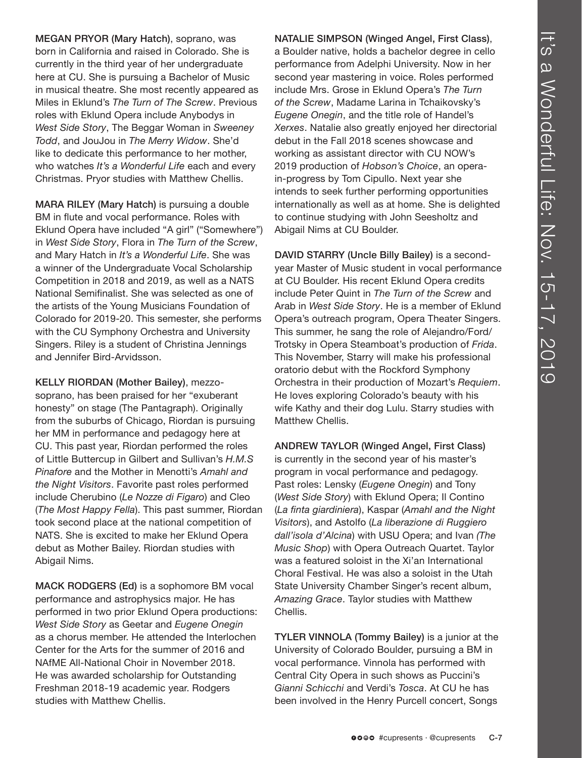**MEGAN PRYOR (Mary Hatch)**, soprano, was born in California and raised in Colorado. She is currently in the third year of her undergraduate here at CU. She is pursuing a Bachelor of Music in musical theatre. She most recently appeared as Miles in Eklund's *The Turn of The Screw*. Previous roles with Eklund Opera include Anybodys in *West Side Story*, The Beggar Woman in *Sweeney Todd*, and JouJou in *The Merry Widow*. She'd like to dedicate this performance to her mother, who watches *It's a Wonderful Life* each and every Christmas. Pryor studies with Matthew Chellis.

**MARA RILEY (Mary Hatch)** is pursuing a double BM in flute and vocal performance. Roles with Eklund Opera have included "A girl" ("Somewhere") in *West Side Story*, Flora in *The Turn of the Screw*, and Mary Hatch in *It's a Wonderful Life*. She was a winner of the Undergraduate Vocal Scholarship Competition in 2018 and 2019, as well as a NATS National Semifinalist. She was selected as one of the artists of the Young Musicians Foundation of Colorado for 2019-20. This semester, she performs with the CU Symphony Orchestra and University Singers. Riley is a student of Christina Jennings and Jennifer Bird-Arvidsson.

**KELLY RIORDAN (Mother Bailey)**, mezzo-soprano, has been praised for her "exuberant honesty" on stage (The Pantagraph). Originally from the suburbs of Chicago, Riordan is pursuing her MM in performance and pedagogy here at CU. This past year, Riordan performed the roles of Little Buttercup in Gilbert and Sullivan's *H.M.S Pinafore* and the Mother in Menotti's *Amahl and the Night Visitors*. Favorite past roles performed include Cherubino (*Le Nozze di Figaro*) and Cleo (*The Most Happy Fella*). This past summer, Riordan took second place at the national competition of NATS. She is excited to make her Eklund Opera debut as Mother Bailey. Riordan studies with Abigail Nims.

**MACK RODGERS (Ed)** is a sophomore BM vocal performance and astrophysics major. He has performed in two prior Eklund Opera productions: *West Side Story* as Geetar and *Eugene Onegin* as a chorus member. He attended the Interlochen Center for the Arts for the summer of 2016 and NAfME All-National Choir in November 2018. He was awarded scholarship for Outstanding Freshman 2018-19 academic year. Rodgers studies with Matthew Chellis.

**NATALIE SIMPSON (Winged Angel, First Class)**, a Boulder native, holds a bachelor degree in cello performance from Adelphi University. Now in her second year mastering in voice. Roles performed include Mrs. Grose in Eklund Opera's *The Turn of the Screw*, Madame Larina in Tchaikovsky's *Eugene Onegin*, and the title role of Handel's *Xerxes*. Natalie also greatly enjoyed her directorial debut in the Fall 2018 scenes showcase and working as assistant director with CU NOW's 2019 production of *Hobson's Choice*, an opera-in-progress by Tom Cipullo. Next year she intends to seek further performing opportunities internationally as well as at home. She is delighted to continue studying with John Seesholtz and Abigail Nims at CU Boulder.

**DAVID STARRY (Uncle Billy Bailey)** is a second-year Master of Music student in vocal performance at CU Boulder. His recent Eklund Opera credits include Peter Quint in *The Turn of the Screw* and Arab in *West Side Story*. He is a member of Eklund Opera's outreach program, Opera Theater Singers. This summer, he sang the role of Alejandro/Ford/Trotsky in Opera Steamboat's production of *Frida*. This November, Starry will make his professional oratorio debut with the Rockford Symphony Orchestra in their production of Mozart's *Requiem*. He loves exploring Colorado's beauty with his wife Kathy and their dog Lulu. Starry studies with Matthew Chellis.

**ANDREW TAYLOR (Winged Angel, First Class)** is currently in the second year of his master's program in vocal performance and pedagogy. Past roles: Lensky (*Eugene Onegin*) and Tony (*West Side Story*) with Eklund Opera; Il Contino (*La finta giardiniera*), Kaspar (*Amahl and the Night Visitors*), and Astolfo (*La liberazione di Ruggiero dall'isola d'Alcina*) with USU Opera; and Ivan *(The Music Shop*) with Opera Outreach Quartet. Taylor was a featured soloist in the Xi'an International Choral Festival. He was also a soloist in the Utah State University Chamber Singer's recent album, *Amazing Grace*. Taylor studies with Matthew Chellis.

**TYLER VINNOLA (Tommy Bailey)** is a junior at the University of Colorado Boulder, pursuing a BM in vocal performance. Vinnola has performed with Central City Opera in such shows as Puccini's *Gianni Schicchi* and Verdi's *Tosca*. At CU he has been involved in the Henry Purcell concert, Songs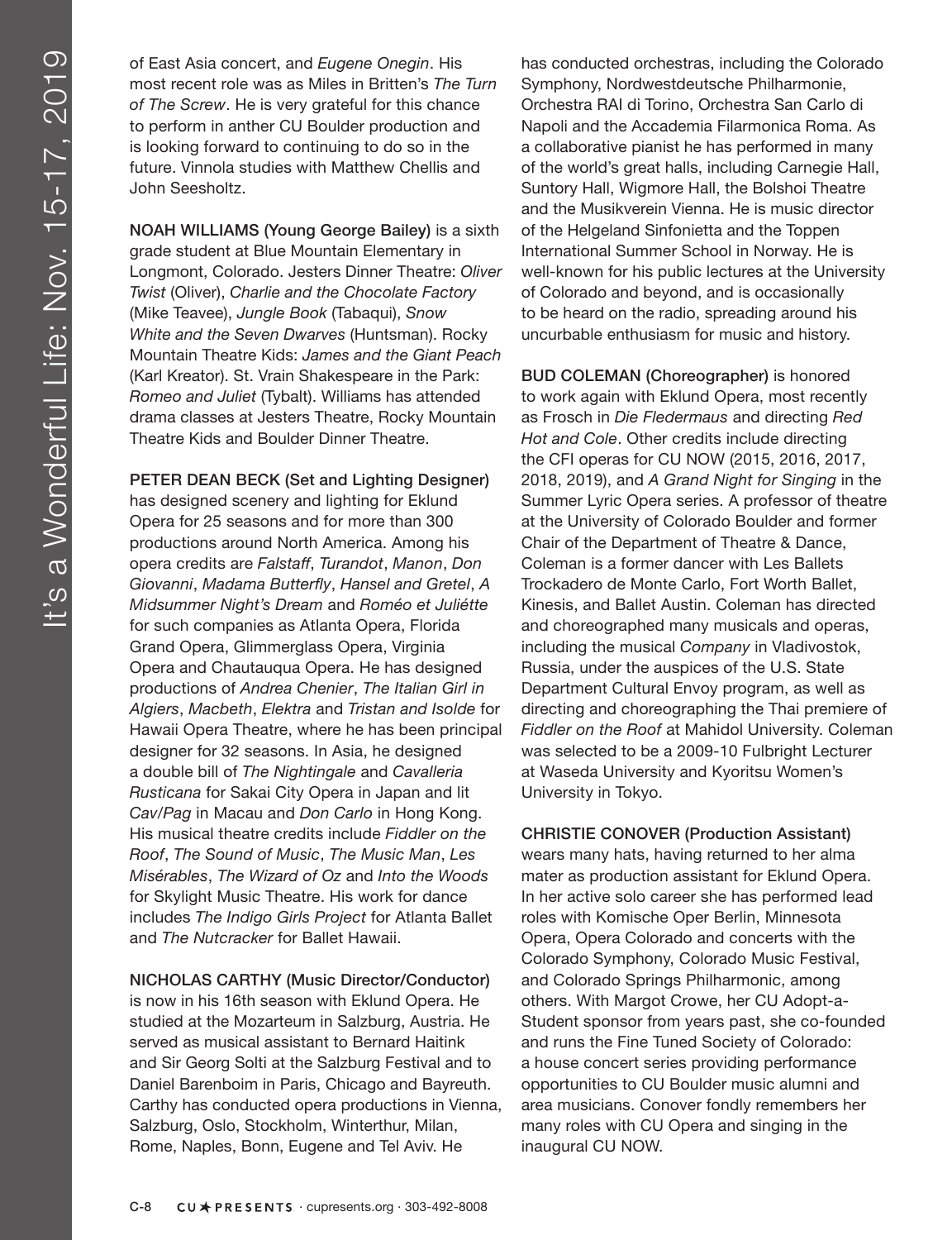of East Asia concert, and *Eugene Onegin*. His most recent role was as Miles in Britten's *The Turn of The Screw*. He is very grateful for this chance to perform in anther CU Boulder production and is looking forward to continuing to do so in the future. Vinnola studies with Matthew Chellis and John Seesholtz.

**NOAH WILLIAMS (Young George Bailey)** is a sixth grade student at Blue Mountain Elementary in Longmont, Colorado. Jesters Dinner Theatre: *Oliver Twist* (Oliver), *Charlie and the Chocolate Factory* (Mike Teavee), *Jungle Book* (Tabaqui), *Snow White and the Seven Dwarves* (Huntsman). Rocky Mountain Theatre Kids: *James and the Giant Peach* (Karl Kreator). St. Vrain Shakespeare in the Park: *Romeo and Juliet* (Tybalt). Williams has attended drama classes at Jesters Theatre, Rocky Mountain Theatre Kids and Boulder Dinner Theatre.

**PETER DEAN BECK (Set and Lighting Designer)** has designed scenery and lighting for Eklund Opera for 25 seasons and for more than 300 productions around North America. Among his opera credits are *Falstaff*, *Turandot*, *Manon*, *Don Giovanni*, *Madama Butterfly*, *Hansel and Gretel*, *A Midsummer Night's Dream* and *Roméo et Juliétte* for such companies as Atlanta Opera, Florida Grand Opera, Glimmerglass Opera, Virginia Opera and Chautauqua Opera. He has designed productions of *Andrea Chenier*, *The Italian Girl in Algiers*, *Macbeth*, *Elektra* and *Tristan and Isolde* for Hawaii Opera Theatre, where he has been principal designer for 32 seasons. In Asia, he designed a double bill of *The Nightingale* and *Cavalleria Rusticana* for Sakai City Opera in Japan and lit *Cav/Pag* in Macau and *Don Carlo* in Hong Kong. His musical theatre credits include *Fiddler on the Roof*, *The Sound of Music*, *The Music Man*, *Les Misérables*, *The Wizard of Oz* and *Into the Woods* for Skylight Music Theatre. His work for dance includes *The Indigo Girls Project* for Atlanta Ballet and *The Nutcracker* for Ballet Hawaii.

**NICHOLAS CARTHY (Music Director/Conductor)** is now in his 16th season with Eklund Opera. He studied at the Mozarteum in Salzburg, Austria. He served as musical assistant to Bernard Haitink and Sir Georg Solti at the Salzburg Festival and to Daniel Barenboim in Paris, Chicago and Bayreuth. Carthy has conducted opera productions in Vienna, Salzburg, Oslo, Stockholm, Winterthur, Milan, Rome, Naples, Bonn, Eugene and Tel Aviv. He has conducted orchestras, including the Colorado Symphony, Nordwestdeutsche Philharmonie, Orchestra RAI di Torino, Orchestra San Carlo di Napoli and the Accademia Filarmonica Roma. As a collaborative pianist he has performed in many of the world's great halls, including Carnegie Hall, Suntory Hall, Wigmore Hall, the Bolshoi Theatre and the Musikverein Vienna. He is music director of the Helgeland Sinfonietta and the Toppen International Summer School in Norway. He is well-known for his public lectures at the University of Colorado and beyond, and is occasionally to be heard on the radio, spreading around his uncurbable enthusiasm for music and history.

**BUD COLEMAN (Choreographer)** is honored to work again with Eklund Opera, most recently as Frosch in *Die Fledermaus* and directing *Red Hot and Cole*. Other credits include directing the CFI operas for CU NOW (2015, 2016, 2017, 2018, 2019), and *A Grand Night for Singing* in the Summer Lyric Opera series. A professor of theatre at the University of Colorado Boulder and former Chair of the Department of Theatre & Dance, Coleman is a former dancer with Les Ballets Trockadero de Monte Carlo, Fort Worth Ballet, Kinesis, and Ballet Austin. Coleman has directed and choreographed many musicals and operas, including the musical *Company* in Vladivostok, Russia, under the auspices of the U.S. State Department Cultural Envoy program, as well as directing and choreographing the Thai premiere of *Fiddler on the Roof* at Mahidol University. Coleman was selected to be a 2009-10 Fulbright Lecturer at Waseda University and Kyoritsu Women's University in Tokyo.

**CHRISTIE CONOVER (Production Assistant)** wears many hats, having returned to her alma mater as production assistant for Eklund Opera. In her active solo career she has performed lead roles with Komische Oper Berlin, Minnesota Opera, Opera Colorado and concerts with the Colorado Symphony, Colorado Music Festival, and Colorado Springs Philharmonic, among others. With Margot Crowe, her CU Adopt-a-Student sponsor from years past, she co-founded and runs the Fine Tuned Society of Colorado: a house concert series providing performance opportunities to CU Boulder music alumni and area musicians. Conover fondly remembers her many roles with CU Opera and singing in the inaugural CU NOW.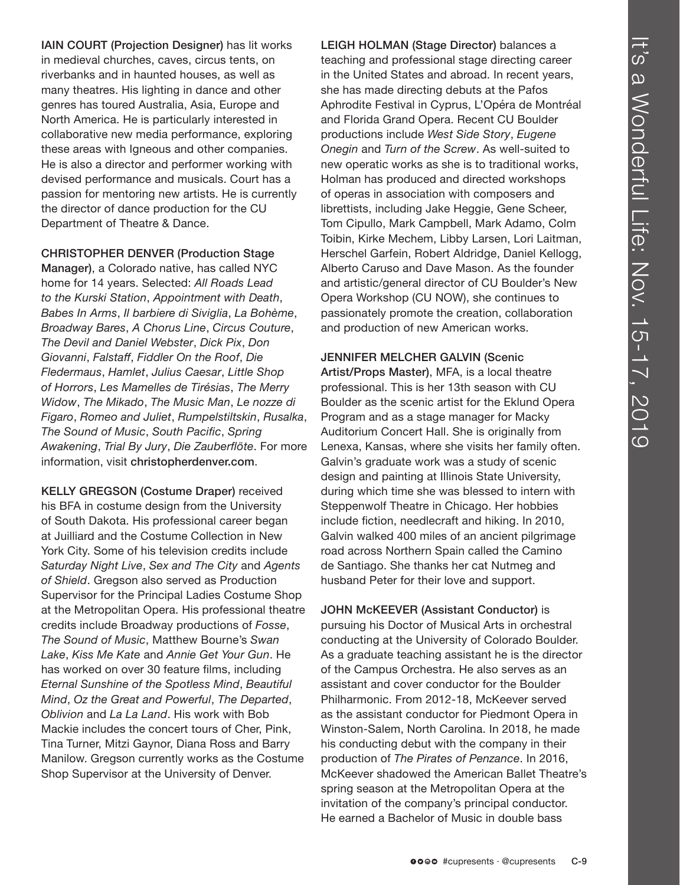**IAIN COURT (Projection Designer)** has lit works in medieval churches, caves, circus tents, on riverbanks and in haunted houses, as well as many theatres. His lighting in dance and other genres has toured Australia, Asia, Europe and North America. He is particularly interested in collaborative new media performance, exploring these areas with Igneous and other companies. He is also a director and performer working with devised performance and musicals. Court has a passion for mentoring new artists. He is currently the director of dance production for the CU Department of Theatre & Dance.

**CHRISTOPHER DENVER (Production Stage Manager)**, a Colorado native, has called NYC home for 14 years. Selected: *All Roads Lead to the Kurski Station*, *Appointment with Death*, *Babes In Arms*, *Il barbiere di Siviglia*, *La Bohème*, *Broadway Bares*, *A Chorus Line*, *Circus Couture*, *The Devil and Daniel Webster*, *Dick Pix*, *Don Giovanni*, *Falstaff*, *Fiddler On the Roof*, *Die Fledermaus*, *Hamlet*, *Julius Caesar*, *Little Shop of Horrors*, *Les Mamelles de Tirésias*, *The Merry Widow*, *The Mikado*, *The Music Man*, *Le nozze di Figaro*, *Romeo and Juliet*, *Rumpelstiltskin*, *Rusalka*, *The Sound of Music*, *South Pacific*, *Spring Awakening*, *Trial By Jury*, *Die Zauberflöte*. For more information, visit **christopherdenver.com**.

**KELLY GREGSON (Costume Draper)** received his BFA in costume design from the University of South Dakota. His professional career began at Juilliard and the Costume Collection in New York City. Some of his television credits include *Saturday Night Live*, *Sex and The City* and *Agents of Shield*. Gregson also served as Production Supervisor for the Principal Ladies Costume Shop at the Metropolitan Opera. His professional theatre credits include Broadway productions of *Fosse*, *The Sound of Music*, Matthew Bourne's *Swan Lake*, *Kiss Me Kate* and *Annie Get Your Gun*. He has worked on over 30 feature films, including *Eternal Sunshine of the Spotless Mind*, *Beautiful Mind*, *Oz the Great and Powerful*, *The Departed*, *Oblivion* and *La La Land*. His work with Bob Mackie includes the concert tours of Cher, Pink, Tina Turner, Mitzi Gaynor, Diana Ross and Barry Manilow. Gregson currently works as the Costume Shop Supervisor at the University of Denver.

**LEIGH HOLMAN (Stage Director)** balances a teaching and professional stage directing career in the United States and abroad. In recent years, she has made directing debuts at the Pafos Aphrodite Festival in Cyprus, L'Opéra de Montréal and Florida Grand Opera. Recent CU Boulder productions include *West Side Story*, *Eugene Onegin* and *Turn of the Screw*. As well-suited to new operatic works as she is to traditional works, Holman has produced and directed workshops of operas in association with composers and librettists, including Jake Heggie, Gene Scheer, Tom Cipullo, Mark Campbell, Mark Adamo, Colm Toibin, Kirke Mechem, Libby Larsen, Lori Laitman, Herschel Garfein, Robert Aldridge, Daniel Kellogg, Alberto Caruso and Dave Mason. As the founder and artistic/general director of CU Boulder's New Opera Workshop (CU NOW), she continues to passionately promote the creation, collaboration and production of new American works.

**JENNIFER MELCHER GALVIN (Scenic Artist/Props Master)**, MFA, is a local theatre professional. This is her 13th season with CU Boulder as the scenic artist for the Eklund Opera Program and as a stage manager for Macky Auditorium Concert Hall. She is originally from Lenexa, Kansas, where she visits her family often. Galvin's graduate work was a study of scenic design and painting at Illinois State University, during which time she was blessed to intern with Steppenwolf Theatre in Chicago. Her hobbies include fiction, needlecraft and hiking. In 2010, Galvin walked 400 miles of an ancient pilgrimage road across Northern Spain called the Camino de Santiago. She thanks her cat Nutmeg and husband Peter for their love and support.

**JOHN McKEEVER (Assistant Conductor)** is pursuing his Doctor of Musical Arts in orchestral conducting at the University of Colorado Boulder. As a graduate teaching assistant he is the director of the Campus Orchestra. He also serves as an assistant and cover conductor for the Boulder Philharmonic. From 2012-18, McKeever served as the assistant conductor for Piedmont Opera in Winston-Salem, North Carolina. In 2018, he made his conducting debut with the company in their production of *The Pirates of Penzance*. In 2016, McKeever shadowed the American Ballet Theatre's spring season at the Metropolitan Opera at the invitation of the company's principal conductor. He earned a Bachelor of Music in double bass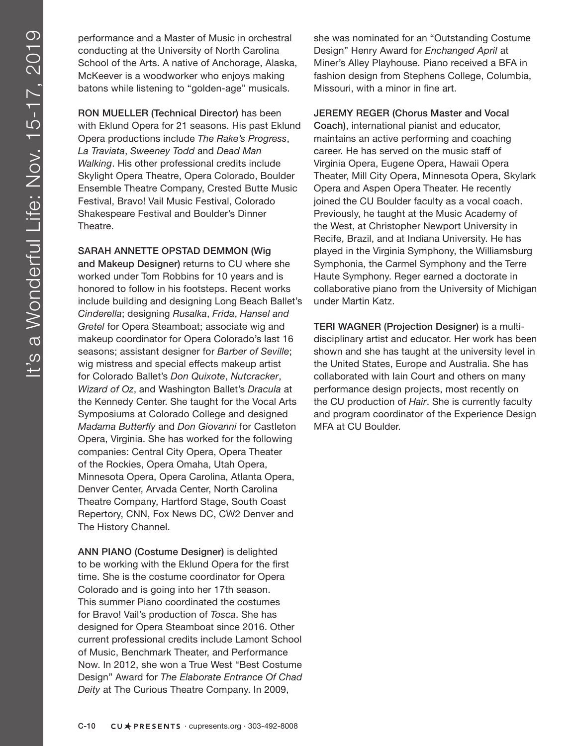performance and a Master of Music in orchestral conducting at the University of North Carolina School of the Arts. A native of Anchorage, Alaska, McKeever is a woodworker who enjoys making batons while listening to "golden-age" musicals.

**RON MUELLER (Technical Director)** has been with Eklund Opera for 21 seasons. His past Eklund Opera productions include *The Rake's Progress*, *La Traviata*, *Sweeney Todd* and *Dead Man Walking*. His other professional credits include Skylight Opera Theatre, Opera Colorado, Boulder Ensemble Theatre Company, Crested Butte Music Festival, Bravo! Vail Music Festival, Colorado Shakespeare Festival and Boulder's Dinner Theatre.

**SARAH ANNETTE OPSTAD DEMMON (Wig and Makeup Designer)** returns to CU where she worked under Tom Robbins for 10 years and is honored to follow in his footsteps. Recent works include building and designing Long Beach Ballet's *Cinderella*; designing *Rusalka*, *Frida*, *Hansel and Gretel* for Opera Steamboat; associate wig and makeup coordinator for Opera Colorado's last 16 seasons; assistant designer for *Barber of Seville*; wig mistress and special effects makeup artist for Colorado Ballet's *Don Quixote*, *Nutcracker*, *Wizard of Oz*, and Washington Ballet's *Dracula* at the Kennedy Center. She taught for the Vocal Arts Symposiums at Colorado College and designed *Madama Butterfly* and *Don Giovanni* for Castleton Opera, Virginia. She has worked for the following companies: Central City Opera, Opera Theater of the Rockies, Opera Omaha, Utah Opera, Minnesota Opera, Opera Carolina, Atlanta Opera, Denver Center, Arvada Center, North Carolina Theatre Company, Hartford Stage, South Coast Repertory, CNN, Fox News DC, CW2 Denver and The History Channel.

**ANN PIANO (Costume Designer)** is delighted to be working with the Eklund Opera for the first time. She is the costume coordinator for Opera Colorado and is going into her 17th season. This summer Piano coordinated the costumes for Bravo! Vail's production of *Tosca*. She has designed for Opera Steamboat since 2016. Other current professional credits include Lamont School of Music, Benchmark Theater, and Performance Now. In 2012, she won a True West "Best Costume Design" Award for *The Elaborate Entrance Of Chad Deity* at The Curious Theatre Company. In 2009, she was nominated for an "Outstanding Costume Design" Henry Award for *Enchanged April* at Miner's Alley Playhouse. Piano received a BFA in fashion design from Stephens College, Columbia, Missouri, with a minor in fine art.

**JEREMY REGER (Chorus Master and Vocal Coach)**, international pianist and educator, maintains an active performing and coaching career. He has served on the music staff of Virginia Opera, Eugene Opera, Hawaii Opera Theater, Mill City Opera, Minnesota Opera, Skylark Opera and Aspen Opera Theater. He recently joined the CU Boulder faculty as a vocal coach. Previously, he taught at the Music Academy of the West, at Christopher Newport University in Recife, Brazil, and at Indiana University. He has played in the Virginia Symphony, the Williamsburg Symphonia, the Carmel Symphony and the Terre Haute Symphony. Reger earned a doctorate in collaborative piano from the University of Michigan under Martin Katz.

**TERI WAGNER (Projection Designer)** is a multi-disciplinary artist and educator. Her work has been shown and she has taught at the university level in the United States, Europe and Australia. She has collaborated with Iain Court and others on many performance design projects, most recently on the CU production of *Hair*. She is currently faculty and program coordinator of the Experience Design MFA at CU Boulder.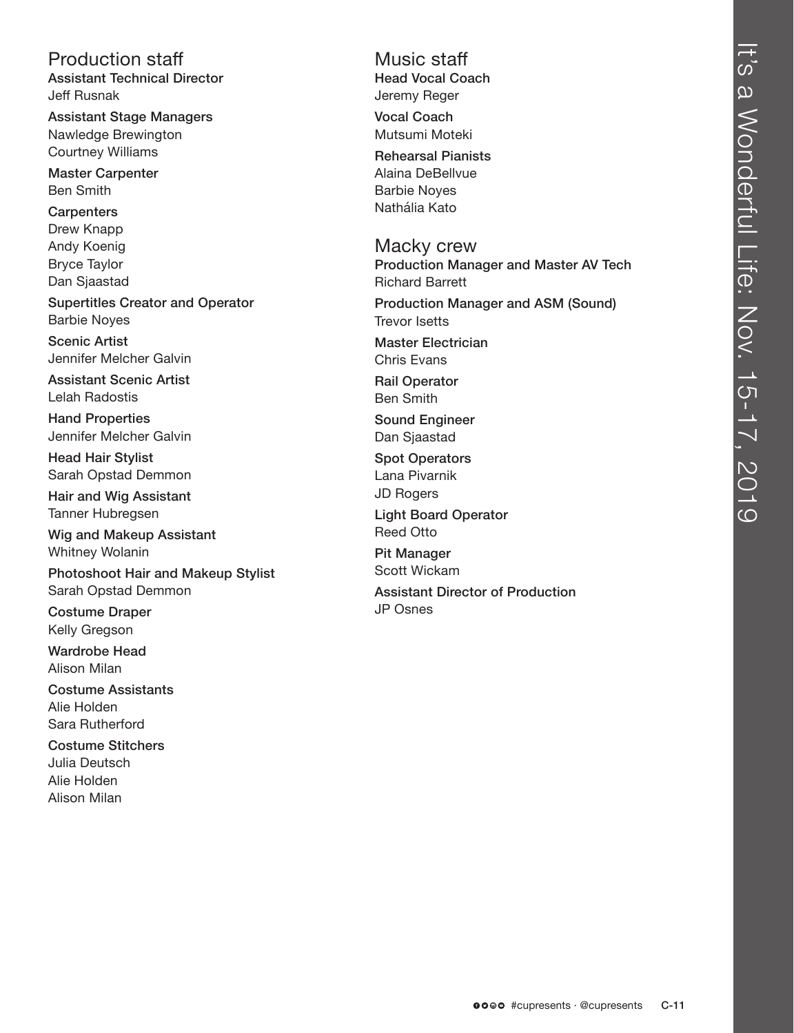## Production staff

**Assistant Technical Director**
Jeff Rusnak

**Assistant Stage Managers**
Nawledge Brewington
Courtney Williams

**Master Carpenter**
Ben Smith

**Carpenters**
Drew Knapp
Andy Koenig
Bryce Taylor
Dan Sjaastad

**Supertitles Creator and Operator**
Barbie Noyes

**Scenic Artist**
Jennifer Melcher Galvin

**Assistant Scenic Artist**
Lelah Radostis

**Hand Properties**
Jennifer Melcher Galvin

**Head Hair Stylist**
Sarah Opstad Demmon

**Hair and Wig Assistant**
Tanner Hubregsen

**Wig and Makeup Assistant**
Whitney Wolanin

**Photoshoot Hair and Makeup Stylist**
Sarah Opstad Demmon

**Costume Draper**
Kelly Gregson

**Wardrobe Head**
Alison Milan

**Costume Assistants**
Alie Holden
Sara Rutherford

**Costume Stitchers**
Julia Deutsch
Alie Holden
Alison Milan

## Music staff

**Head Vocal Coach**
Jeremy Reger

**Vocal Coach**
Mutsumi Moteki

**Rehearsal Pianists**
Alaina DeBellvue
Barbie Noyes
Nathália Kato

## Macky crew

**Production Manager and Master AV Tech**
Richard Barrett

**Production Manager and ASM (Sound)**
Trevor Isetts

**Master Electrician**
Chris Evans

**Rail Operator**
Ben Smith

**Sound Engineer**
Dan Sjaastad

**Spot Operators**
Lana Pivarnik
JD Rogers

**Light Board Operator**
Reed Otto

**Pit Manager**
Scott Wickam

**Assistant Director of Production**
JP Osnes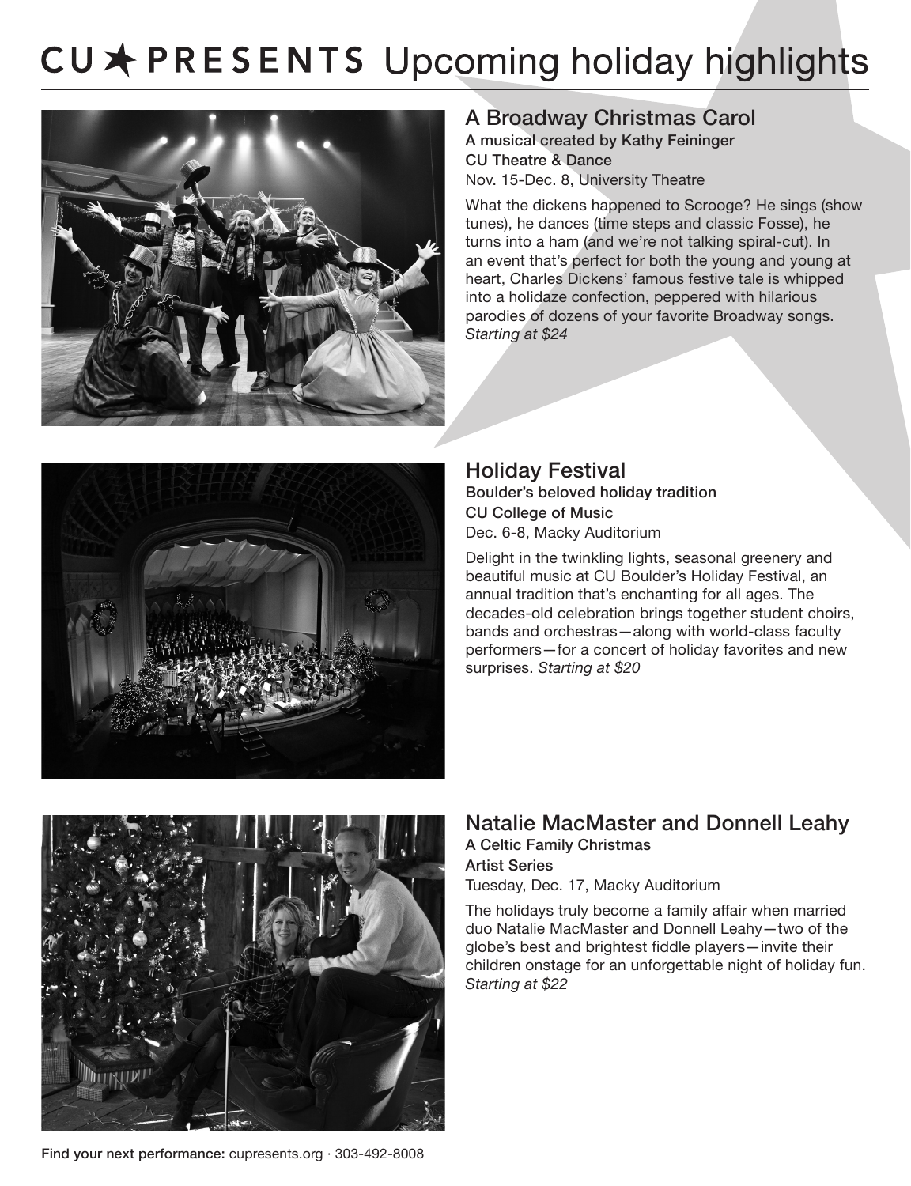# CU ★ PRESENTS Upcoming holiday highlights

## A Broadway Christmas Carol

**A musical created by Kathy Feininger**
**CU Theatre & Dance**
Nov. 15-Dec. 8, University Theatre

What the dickens happened to Scrooge? He sings (show tunes), he dances (time steps and classic Fosse), he turns into a ham (and we're not talking spiral-cut). In an event that's perfect for both the young and young at heart, Charles Dickens' famous festive tale is whipped into a holidaze confection, peppered with hilarious parodies of dozens of your favorite Broadway songs. *Starting at $24*

## Holiday Festival

**Boulder's beloved holiday tradition**
**CU College of Music**
Dec. 6-8, Macky Auditorium

Delight in the twinkling lights, seasonal greenery and beautiful music at CU Boulder's Holiday Festival, an annual tradition that's enchanting for all ages. The decades-old celebration brings together student choirs, bands and orchestras—along with world-class faculty performers—for a concert of holiday favorites and new surprises. *Starting at $20*

## Natalie MacMaster and Donnell Leahy

**A Celtic Family Christmas**
**Artist Series**
Tuesday, Dec. 17, Macky Auditorium

The holidays truly become a family affair when married duo Natalie MacMaster and Donnell Leahy—two of the globe's best and brightest fiddle players—invite their children onstage for an unforgettable night of holiday fun. *Starting at $22*

**Find your next performance:** cupresents.org · 303-492-8008